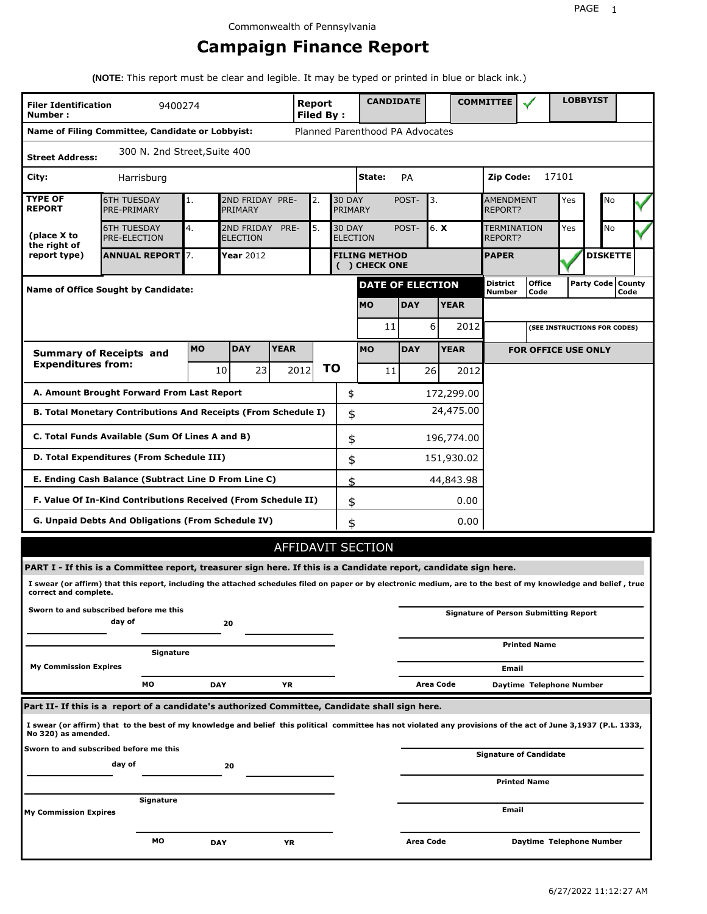Commonwealth of Pennsylvania

# Campaign Finance Report

**(NOTE:** This report must be clear and legible. It may be typed or printed in blue or black ink.)

| **Filer Identification Number :** | 9400274 | **Report Filed By :** | **CANDIDATE** | | **COMMITTEE** | ✓ | **LOBBYIST** | |
|---|---|---|---|---|---|---|---|---|
| **Name of Filing Committee, Candidate or Lobbyist:** | | Planned Parenthood PA Advocates | | | | | | |
| **Street Address:** | 300 N. 2nd Street,Suite 400 | | | | | | | |
| **City:** | Harrisburg | | **State:** | PA | | **Zip Code:** | 17101 | |

| **TYPE OF REPORT** (place X to the right of report type) | | | | | | | | | | |
|---|---|---|---|---|---|---|---|---|---|---|
| 6TH TUESDAY PRE-PRIMARY | 1. | 2ND FRIDAY PRE-PRIMARY | 2. | 30 DAY POST-PRIMARY | 3. | AMENDMENT REPORT? | Yes | | No | ✓ |
| 6TH TUESDAY PRE-ELECTION | 4. | 2ND FRIDAY PRE-ELECTION | 5. | 30 DAY POST-ELECTION | 6. **X** | TERMINATION REPORT? | Yes | | No | ✓ |
| **ANNUAL REPORT** | 7. | **Year** 2012 | | **FILING METHOD ( ) CHECK ONE** | | **PAPER** | ✓ | **DISKETTE** | | |

**Name of Office Sought by Candidate:**

| **DATE OF ELECTION** | | |
|---|---|---|
| **MO** | **DAY** | **YEAR** |
| 11 | 6 | 2012 |

| **District Number** | **Office Code** | **Party Code** | **County Code** |
|---|---|---|---|
| | | | |

(SEE INSTRUCTIONS FOR CODES)

| **Summary of Receipts and Expenditures from:** | **MO** | **DAY** | **YEAR** | | **MO** | **DAY** | **YEAR** |
|---|---|---|---|---|---|---|---|
| | 10 | 23 | 2012 | **TO** | 11 | 26 | 2012 |

**FOR OFFICE USE ONLY**

| | | |
|---|---|---|
| **A. Amount Brought Forward From Last Report** | $ | 172,299.00 |
| **B. Total Monetary Contributions And Receipts (From Schedule I)** | $ | 24,475.00 |
| **C. Total Funds Available (Sum Of Lines A and B)** | $ | 196,774.00 |
| **D. Total Expenditures (From Schedule III)** | $ | 151,930.02 |
| **E. Ending Cash Balance (Subtract Line D From Line C)** | $ | 44,843.98 |
| **F. Value Of In-Kind Contributions Received (From Schedule II)** | $ | 0.00 |
| **G. Unpaid Debts And Obligations (From Schedule IV)** | $ | 0.00 |

## AFFIDAVIT SECTION

**PART I - If this is a Committee report, treasurer sign here. If this is a Candidate report, candidate sign here.**

**I swear (or affirm) that this report, including the attached schedules filed on paper or by electronic medium, are to the best of my knowledge and belief , true correct and complete.**

**Sworn to and subscribed before me this**

______ **day of** ______ **20** ______

______ **Signature**

**My Commission Expires** **MO** **DAY** **YR**

______ **Signature of Person Submitting Report**

______ **Printed Name**

______ **Email**

**Area Code** **Daytime Telephone Number**

**Part II- If this is a report of a candidate's authorized Committee, Candidate shall sign here.**

**I swear (or affirm) that to the best of my knowledge and belief this political committee has not violated any provisions of the act of June 3,1937 (P.L. 1333, No 320) as amended.**

**Sworn to and subscribed before me this**

______ **day of** ______ **20** ______

______ **Signature**

**My Commission Expires** **MO** **DAY** **YR**

______ **Signature of Candidate**

______ **Printed Name**

______ **Email**

**Area Code** **Daytime Telephone Number**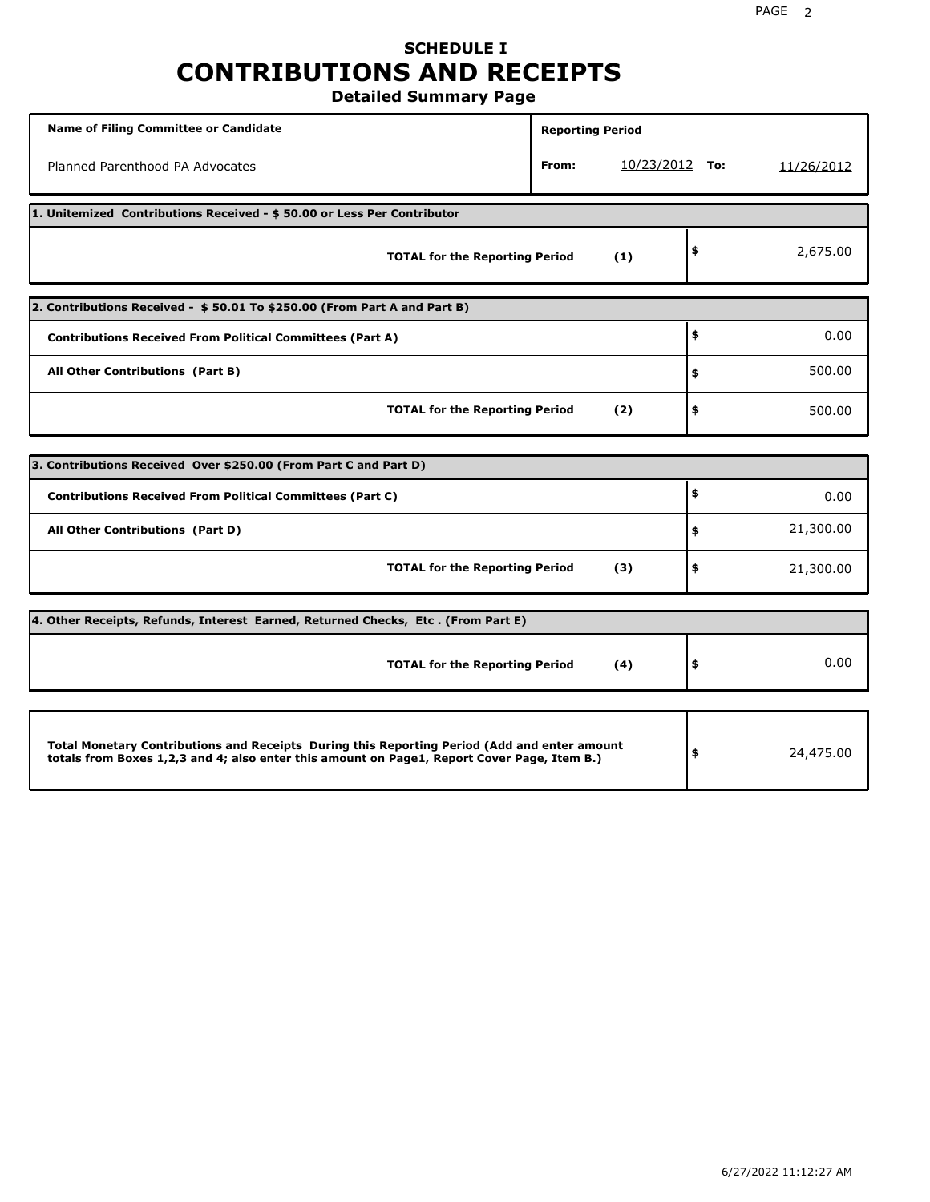# SCHEDULE I
# CONTRIBUTIONS AND RECEIPTS
## Detailed Summary Page

| Name of Filing Committee or Candidate | Reporting Period | | | |
|---|---|---|---|---|
| Planned Parenthood PA Advocates | From: | 10/23/2012 | To: | 11/26/2012 |

| 1. Unitemized Contributions Received - $ 50.00 or Less Per Contributor | | |
|---|---|---|
| **TOTAL for the Reporting Period** | **(1)** | $ 2,675.00 |

| 2. Contributions Received - $ 50.01 To $250.00 (From Part A and Part B) | | |
|---|---|---|
| **Contributions Received From Political Committees (Part A)** | | $ 0.00 |
| **All Other Contributions (Part B)** | | $ 500.00 |
| **TOTAL for the Reporting Period** | **(2)** | $ 500.00 |

| 3. Contributions Received Over $250.00 (From Part C and Part D) | | |
|---|---|---|
| **Contributions Received From Political Committees (Part C)** | | $ 0.00 |
| **All Other Contributions (Part D)** | | $ 21,300.00 |
| **TOTAL for the Reporting Period** | **(3)** | $ 21,300.00 |

| 4. Other Receipts, Refunds, Interest Earned, Returned Checks, Etc . (From Part E) | | |
|---|---|---|
| **TOTAL for the Reporting Period** | **(4)** | $ 0.00 |

| | |
|---|---|
| **Total Monetary Contributions and Receipts During this Reporting Period (Add and enter amount totals from Boxes 1,2,3 and 4; also enter this amount on Page1, Report Cover Page, Item B.)** | $ 24,475.00 |

6/27/2022 11:12:27 AM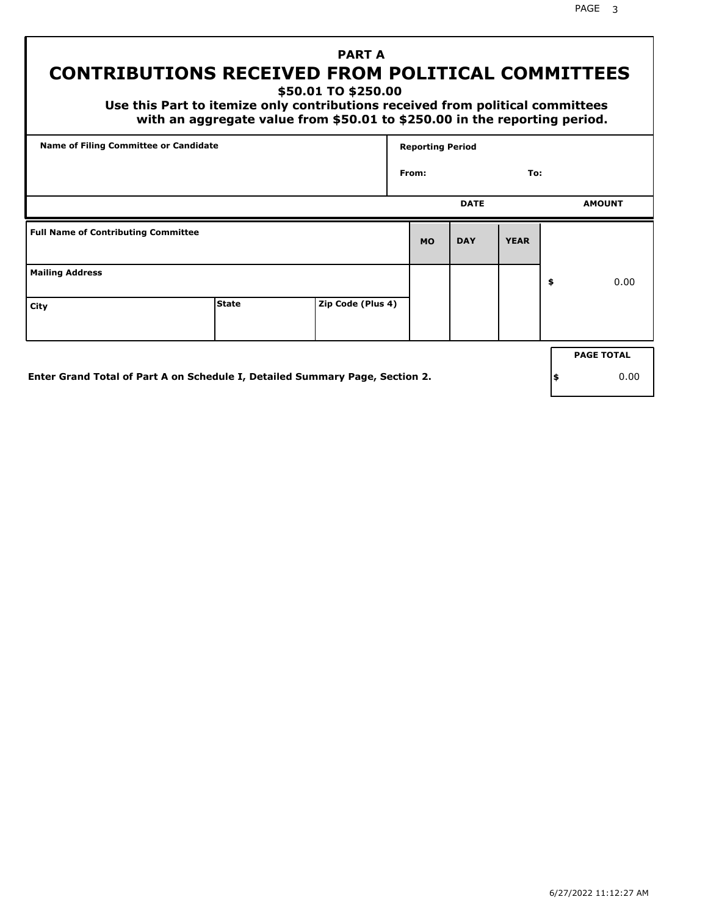# PART A
# CONTRIBUTIONS RECEIVED FROM POLITICAL COMMITTEES

### $50.01 TO $250.00

**Use this Part to itemize only contributions received from political committees with an aggregate value from $50.01 to $250.00 in the reporting period.**

| Name of Filing Committee or Candidate | Reporting Period |
|---|---|
| | From: To: |

| Full Name of Contributing Committee | | | DATE MO | DAY | YEAR | AMOUNT |
|---|---|---|---|---|---|---|
| Mailing Address | | | | | | $ 0.00 |
| City | State | Zip Code (Plus 4) | | | | |

**Enter Grand Total of Part A on Schedule I, Detailed Summary Page, Section 2.**

| PAGE TOTAL |
|---|
| $ 0.00 |

6/27/2022 11:12:27 AM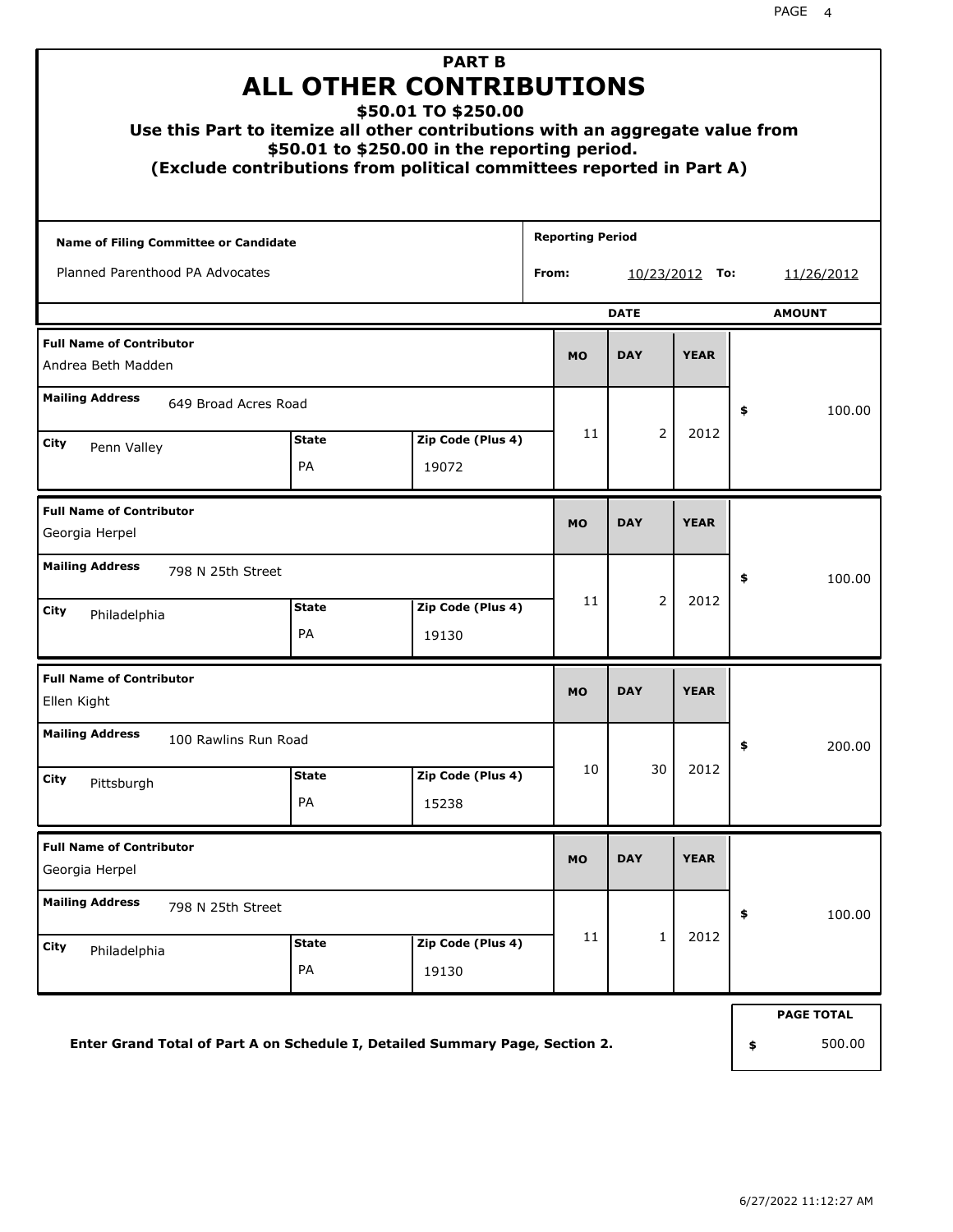# PART B
# ALL OTHER CONTRIBUTIONS
### $50.01 TO $250.00

**Use this Part to itemize all other contributions with an aggregate value from $50.01 to $250.00 in the reporting period.**
**(Exclude contributions from political committees reported in Part A)**

| Name of Filing Committee or Candidate | Reporting Period |
| --- | --- |
| Planned Parenthood PA Advocates | From: 10/23/2012 To: 11/26/2012 |

| Full Name of Contributor | Mailing Address | City | State | Zip Code (Plus 4) | MO | DAY | YEAR | AMOUNT |
| --- | --- | --- | --- | --- | --- | --- | --- | --- |
| Andrea Beth Madden | 649 Broad Acres Road | Penn Valley | PA | 19072 | 11 | 2 | 2012 | $ 100.00 |
| Georgia Herpel | 798 N 25th Street | Philadelphia | PA | 19130 | 11 | 2 | 2012 | $ 100.00 |
| Ellen Kight | 100 Rawlins Run Road | Pittsburgh | PA | 15238 | 10 | 30 | 2012 | $ 200.00 |
| Georgia Herpel | 798 N 25th Street | Philadelphia | PA | 19130 | 11 | 1 | 2012 | $ 100.00 |

**Enter Grand Total of Part A on Schedule I, Detailed Summary Page, Section 2.**

| PAGE TOTAL |
| --- |
| $ 500.00 |

6/27/2022 11:12:27 AM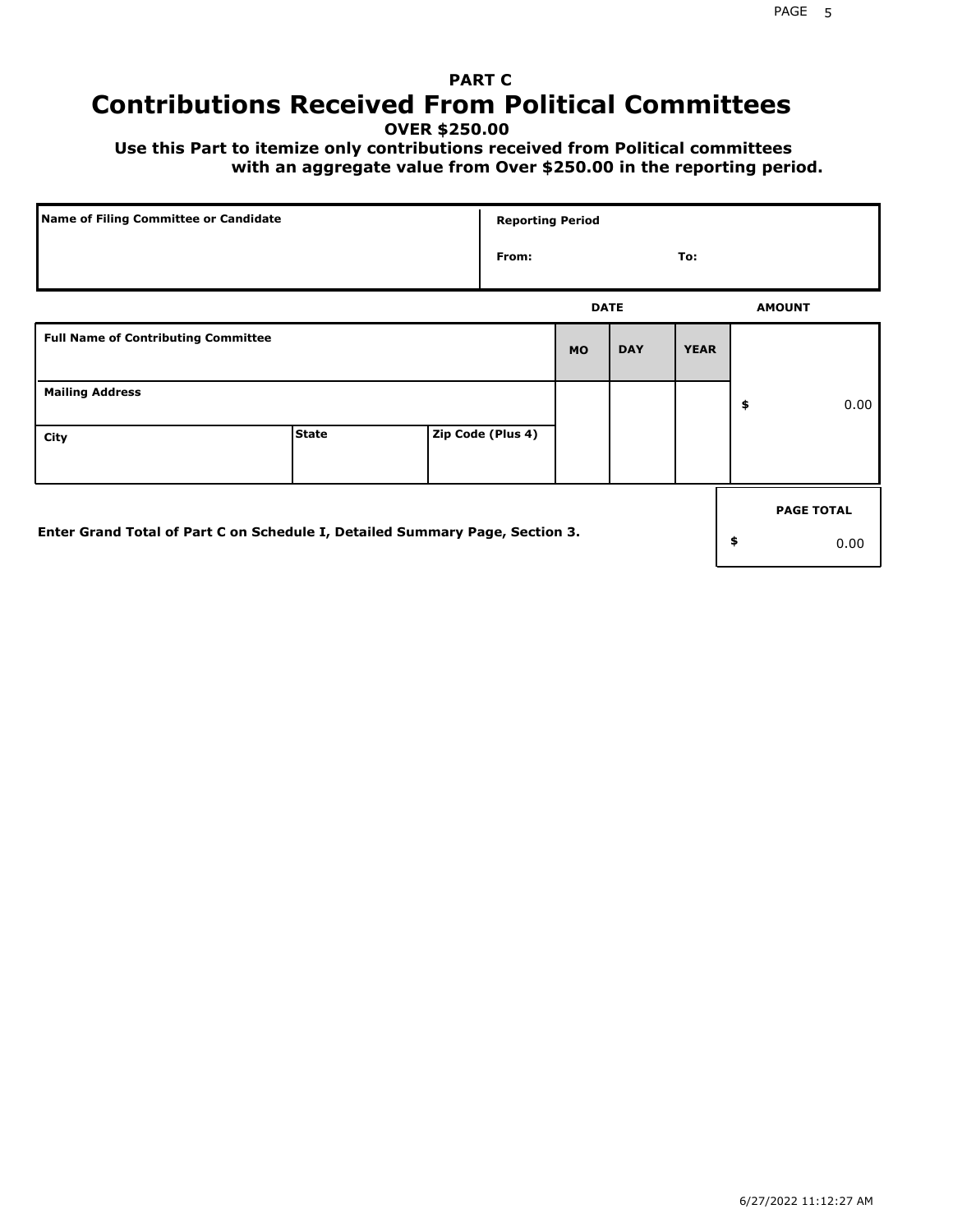# PART C

# Contributions Received From Political Committees

**OVER $250.00**

**Use this Part to itemize only contributions received from Political committees with an aggregate value from Over $250.00 in the reporting period.**

| Name of Filing Committee or Candidate | Reporting Period |
| --- | --- |
| | From: To: |

| Full Name of Contributing Committee | | | DATE MO | DATE DAY | DATE YEAR | AMOUNT |
| --- | --- | --- | --- | --- | --- | --- |
| Mailing Address | | | | | | $ 0.00 |
| City | State | Zip Code (Plus 4) | | | | |

**Enter Grand Total of Part C on Schedule I, Detailed Summary Page, Section 3.**

| PAGE TOTAL |
| --- |
| $ 0.00 |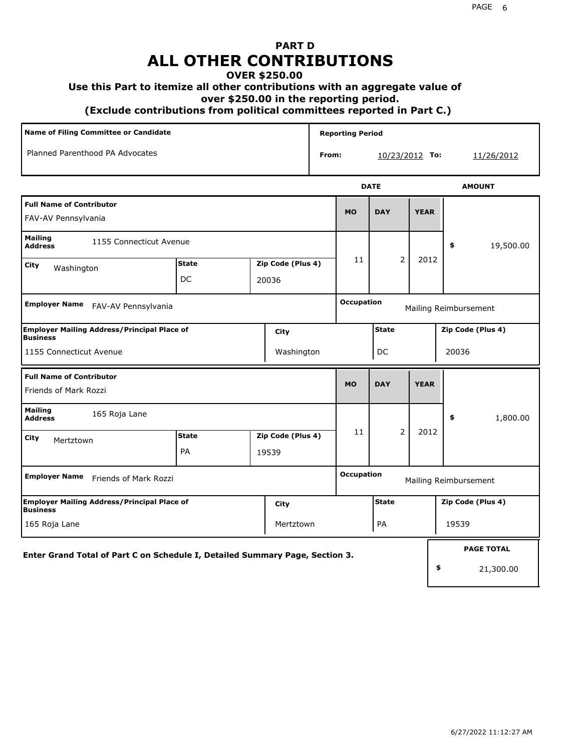# PART D
# ALL OTHER CONTRIBUTIONS
### OVER $250.00
### Use this Part to itemize all other contributions with an aggregate value of over $250.00 in the reporting period.
### (Exclude contributions from political committees reported in Part C.)

| Name of Filing Committee or Candidate | Reporting Period |
|---|---|
| Planned Parenthood PA Advocates | From: 10/23/2012 To: 11/26/2012 |

| Full Name of Contributor | Mailing Address | City | State | Zip Code (Plus 4) | MO | DAY | YEAR | AMOUNT |
|---|---|---|---|---|---|---|---|---|
| FAV-AV Pennsylvania | 1155 Connecticut Avenue | Washington | DC | 20036 | 11 | 2 | 2012 | $ 19,500.00 |

| Employer Name | Occupation | Employer Mailing Address/Principal Place of Business | City | State | Zip Code (Plus 4) |
|---|---|---|---|---|---|
| FAV-AV Pennsylvania | Mailing Reimbursement | 1155 Connecticut Avenue | Washington | DC | 20036 |

| Full Name of Contributor | Mailing Address | City | State | Zip Code (Plus 4) | MO | DAY | YEAR | AMOUNT |
|---|---|---|---|---|---|---|---|---|
| Friends of Mark Rozzi | 165 Roja Lane | Mertztown | PA | 19539 | 11 | 2 | 2012 | $ 1,800.00 |

| Employer Name | Occupation | Employer Mailing Address/Principal Place of Business | City | State | Zip Code (Plus 4) |
|---|---|---|---|---|---|
| Friends of Mark Rozzi | Mailing Reimbursement | 165 Roja Lane | Mertztown | PA | 19539 |

**Enter Grand Total of Part C on Schedule I, Detailed Summary Page, Section 3.**

**PAGE TOTAL**
$ 21,300.00

6/27/2022 11:12:27 AM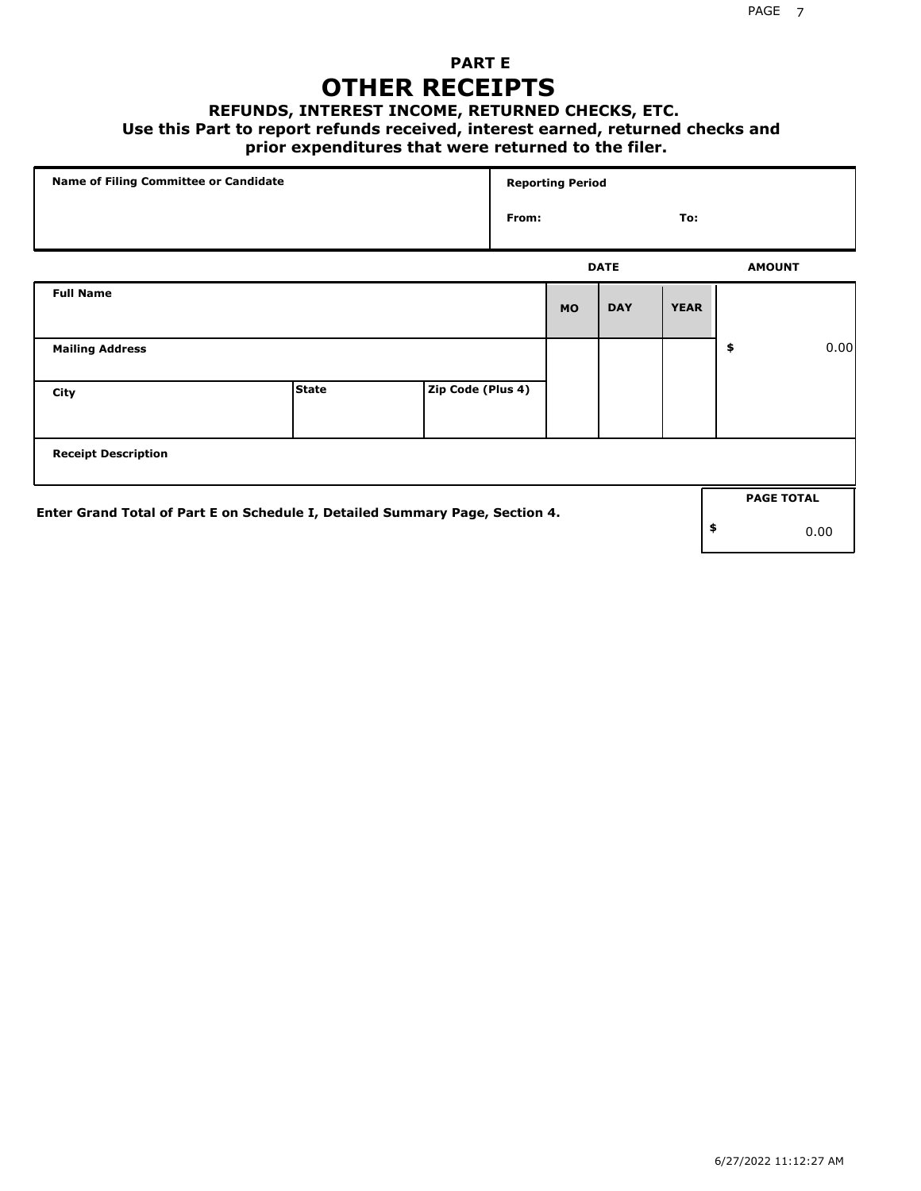# PART E

# OTHER RECEIPTS

### REFUNDS, INTEREST INCOME, RETURNED CHECKS, ETC.

### Use this Part to report refunds received, interest earned, returned checks and prior expenditures that were returned to the filer.

| Name of Filing Committee or Candidate | Reporting Period | |
|---|---|---|
| | From: | To: |

| | | | DATE | | | AMOUNT |
|---|---|---|---|---|---|---|
| **Full Name** | | | **MO** | **DAY** | **YEAR** | |
| **Mailing Address** | | | | | | $ 0.00 |
| **City** | **State** | **Zip Code (Plus 4)** | | | | |
| **Receipt Description** | | | | | | |

**Enter Grand Total of Part E on Schedule I, Detailed Summary Page, Section 4.**

| PAGE TOTAL |
|---|
| $ 0.00 |

6/27/2022 11:12:27 AM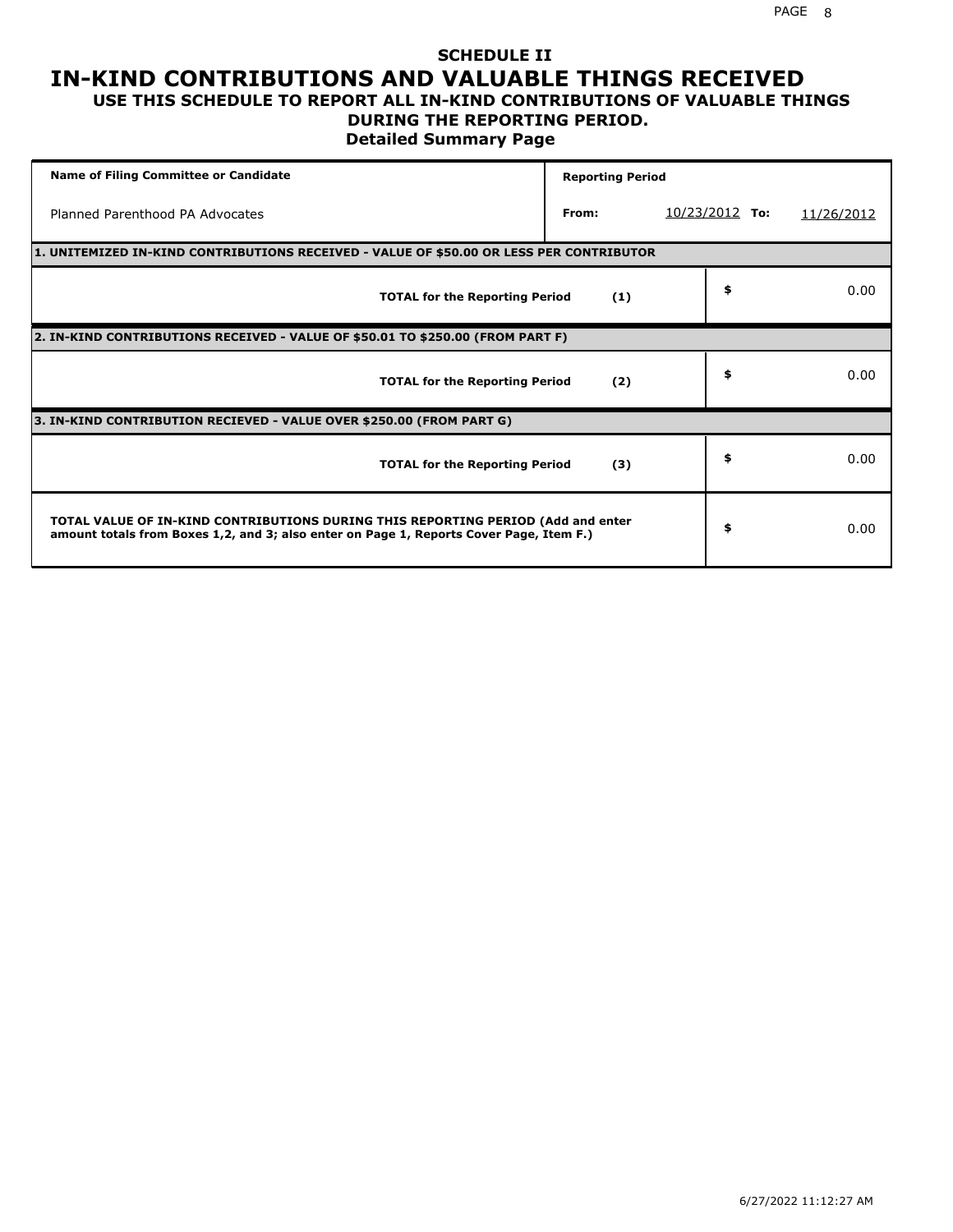# SCHEDULE II

# IN-KIND CONTRIBUTIONS AND VALUABLE THINGS RECEIVED

## USE THIS SCHEDULE TO REPORT ALL IN-KIND CONTRIBUTIONS OF VALUABLE THINGS DURING THE REPORTING PERIOD.

### Detailed Summary Page

| Name of Filing Committee or Candidate | Reporting Period | | | |
|---|---|---|---|---|
| Planned Parenthood PA Advocates | From: | 10/23/2012 | To: | 11/26/2012 |

| | | |
|---|---|---|
| **1. UNITEMIZED IN-KIND CONTRIBUTIONS RECEIVED - VALUE OF $50.00 OR LESS PER CONTRIBUTOR** | | |
| **TOTAL for the Reporting Period** | **(1)** | $ 0.00 |
| **2. IN-KIND CONTRIBUTIONS RECEIVED - VALUE OF $50.01 TO $250.00 (FROM PART F)** | | |
| **TOTAL for the Reporting Period** | **(2)** | $ 0.00 |
| **3. IN-KIND CONTRIBUTION RECIEVED - VALUE OVER $250.00 (FROM PART G)** | | |
| **TOTAL for the Reporting Period** | **(3)** | $ 0.00 |
| **TOTAL VALUE OF IN-KIND CONTRIBUTIONS DURING THIS REPORTING PERIOD (Add and enter amount totals from Boxes 1,2, and 3; also enter on Page 1, Reports Cover Page, Item F.)** | | $ 0.00 |

6/27/2022 11:12:27 AM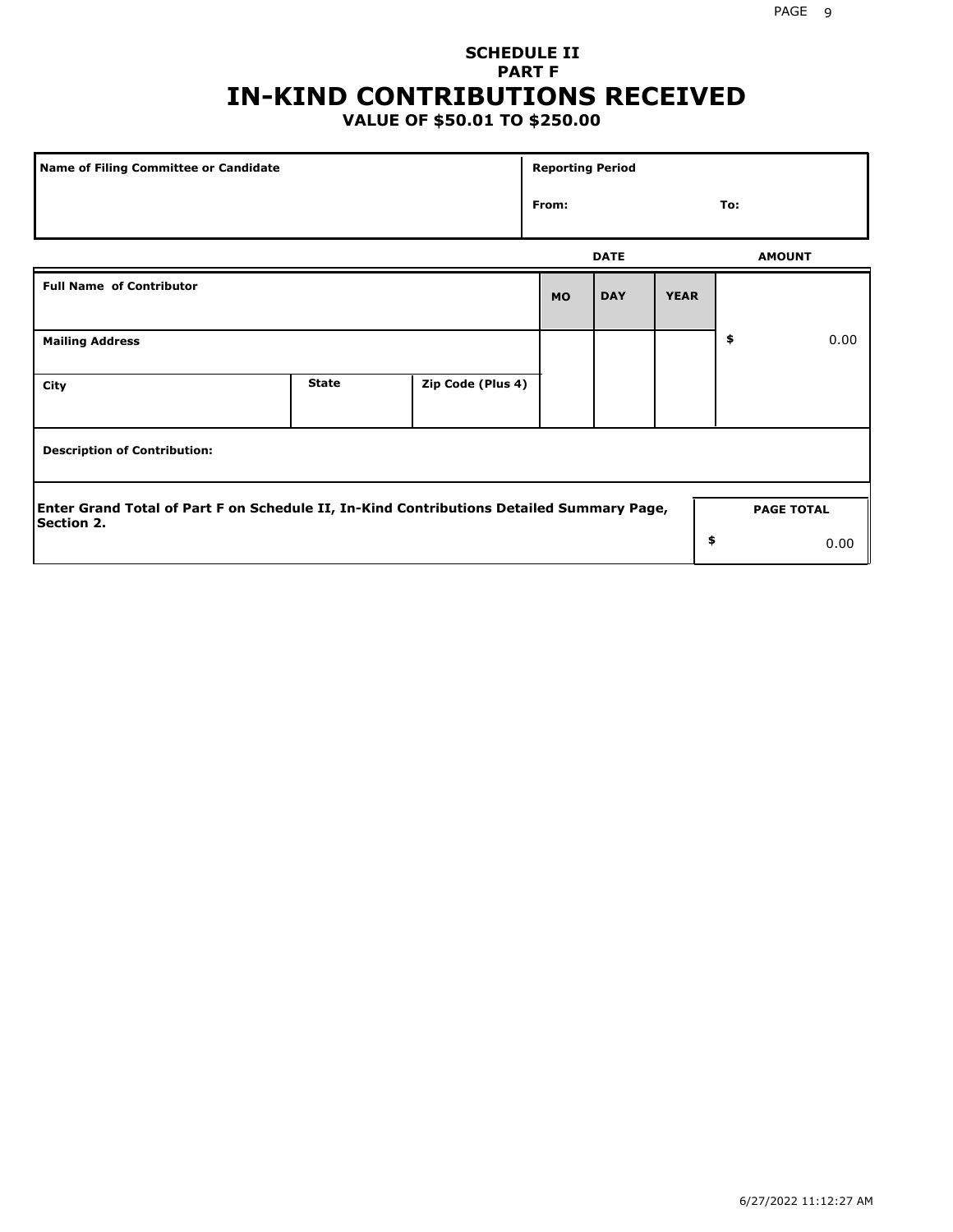**SCHEDULE II**
**PART F**

# IN-KIND CONTRIBUTIONS RECEIVED

**VALUE OF $50.01 TO $250.00**

| Name of Filing Committee or Candidate | Reporting Period | |
|---|---|---|
| | From: | To: |

| Full Name of Contributor | | | DATE | | | AMOUNT |
|---|---|---|---|---|---|---|
| | | | MO | DAY | YEAR | |
| Mailing Address | | | | | | $ 0.00 |
| City | State | Zip Code (Plus 4) | | | | |
| Description of Contribution: | | | | | | |

| Enter Grand Total of Part F on Schedule II, In-Kind Contributions Detailed Summary Page, Section 2. | PAGE TOTAL |
|---|---|
| | $ 0.00 |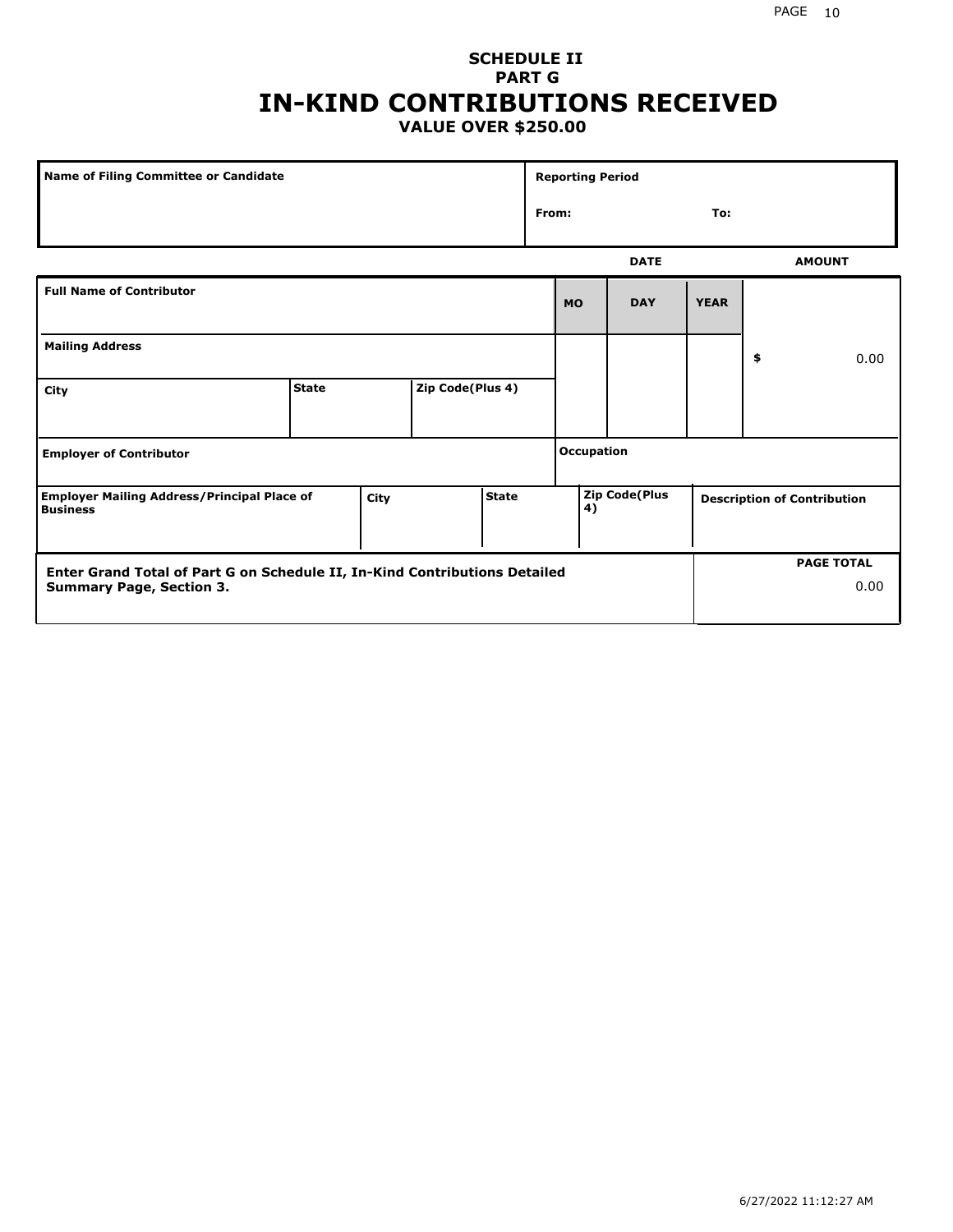# SCHEDULE II
## PART G
# IN-KIND CONTRIBUTIONS RECEIVED
### VALUE OVER $250.00

| Name of Filing Committee or Candidate | Reporting Period |
|---|---|
| | From: To: |

| Full Name of Contributor | | | DATE MO | DAY | YEAR | AMOUNT |
|---|---|---|---|---|---|---|
| Mailing Address | | | | | | $ 0.00 |
| City | State | Zip Code(Plus 4) | | | | |
| Employer of Contributor | | | Occupation | | | |
| Employer Mailing Address/Principal Place of Business | City | State | Zip Code(Plus 4) | | | Description of Contribution |

| Enter Grand Total of Part G on Schedule II, In-Kind Contributions Detailed Summary Page, Section 3. | PAGE TOTAL |
|---|---|
| | 0.00 |

6/27/2022 11:12:27 AM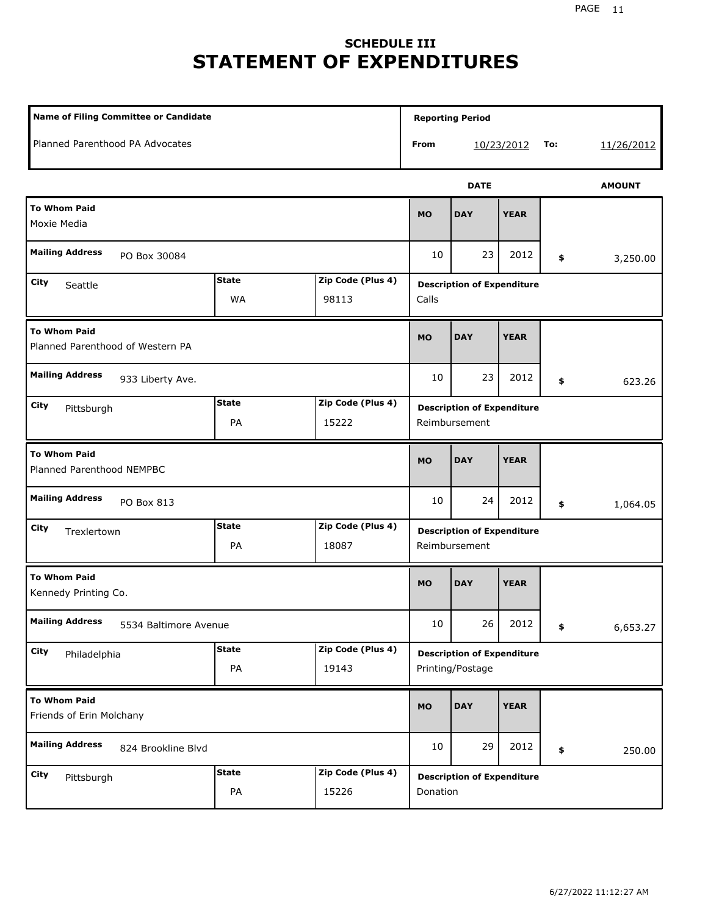## SCHEDULE III
# STATEMENT OF EXPENDITURES

| Name of Filing Committee or Candidate | Reporting Period |
|---|---|
| Planned Parenthood PA Advocates | From 10/23/2012 To: 11/26/2012 |

| To Whom Paid | Mailing Address | City | State | Zip Code (Plus 4) | MO | DAY | YEAR | AMOUNT | Description of Expenditure |
|---|---|---|---|---|---|---|---|---|---|
| Moxie Media | PO Box 30084 | Seattle | WA | 98113 | 10 | 23 | 2012 | $ 3,250.00 | Calls |
| Planned Parenthood of Western PA | 933 Liberty Ave. | Pittsburgh | PA | 15222 | 10 | 23 | 2012 | $ 623.26 | Reimbursement |
| Planned Parenthood NEMPBC | PO Box 813 | Trexlertown | PA | 18087 | 10 | 24 | 2012 | $ 1,064.05 | Reimbursement |
| Kennedy Printing Co. | 5534 Baltimore Avenue | Philadelphia | PA | 19143 | 10 | 26 | 2012 | $ 6,653.27 | Printing/Postage |
| Friends of Erin Molchany | 824 Brookline Blvd | Pittsburgh | PA | 15226 | 10 | 29 | 2012 | $ 250.00 | Donation |

6/27/2022 11:12:27 AM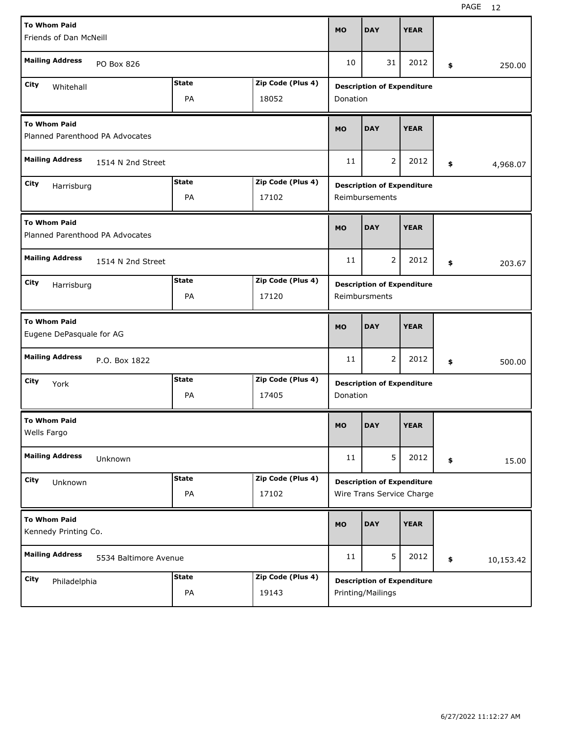| To Whom Paid | Mailing Address | City | State | Zip Code (Plus 4) | MO | DAY | YEAR | Amount | Description of Expenditure |
|---|---|---|---|---|---|---|---|---|---|
| Friends of Dan McNeill | PO Box 826 | Whitehall | PA | 18052 | 10 | 31 | 2012 | $ 250.00 | Donation |
| Planned Parenthood PA Advocates | 1514 N 2nd Street | Harrisburg | PA | 17102 | 11 | 2 | 2012 | $ 4,968.07 | Reimbursements |
| Planned Parenthood PA Advocates | 1514 N 2nd Street | Harrisburg | PA | 17120 | 11 | 2 | 2012 | $ 203.67 | Reimbursments |
| Eugene DePasquale for AG | P.O. Box 1822 | York | PA | 17405 | 11 | 2 | 2012 | $ 500.00 | Donation |
| Wells Fargo | Unknown | Unknown | PA | 17102 | 11 | 5 | 2012 | $ 15.00 | Wire Trans Service Charge |
| Kennedy Printing Co. | 5534 Baltimore Avenue | Philadelphia | PA | 19143 | 11 | 5 | 2012 | $ 10,153.42 | Printing/Mailings |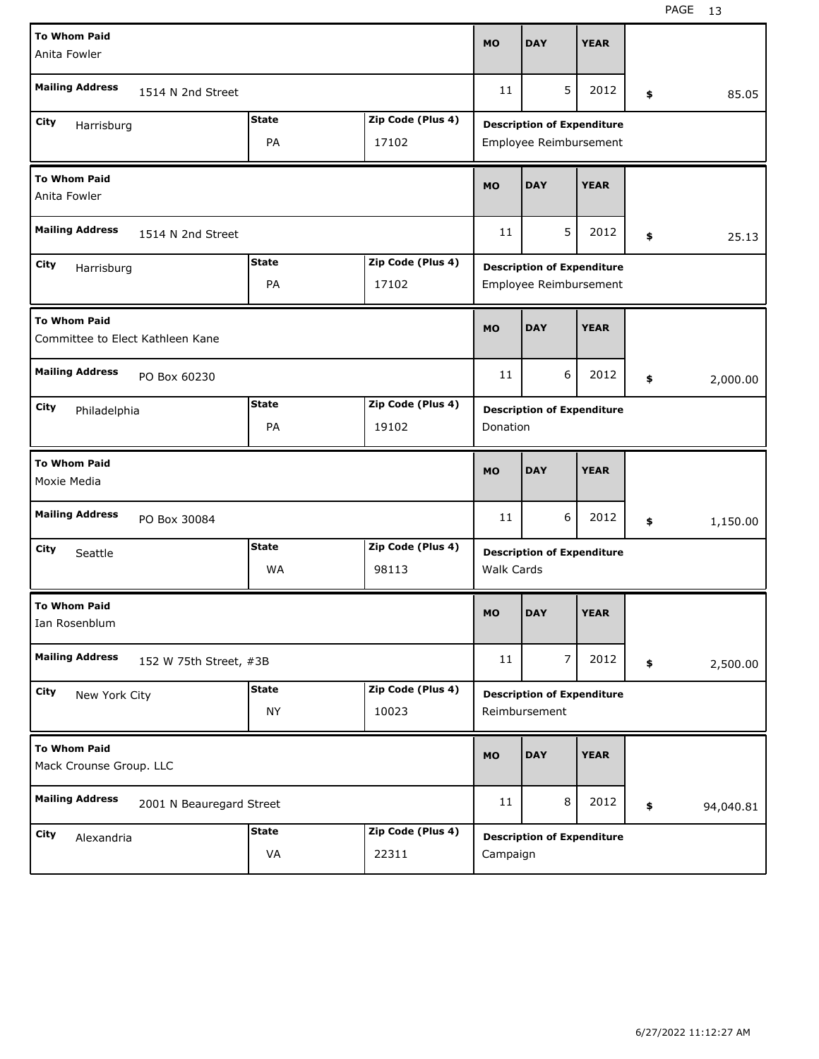| To Whom Paid | Mailing Address | City | State | Zip Code (Plus 4) | MO | DAY | YEAR | Amount | Description of Expenditure |
|---|---|---|---|---|---|---|---|---|---|
| Anita Fowler | 1514 N 2nd Street | Harrisburg | PA | 17102 | 11 | 5 | 2012 | $ 85.05 | Employee Reimbursement |
| Anita Fowler | 1514 N 2nd Street | Harrisburg | PA | 17102 | 11 | 5 | 2012 | $ 25.13 | Employee Reimbursement |
| Committee to Elect Kathleen Kane | PO Box 60230 | Philadelphia | PA | 19102 | 11 | 6 | 2012 | $ 2,000.00 | Donation |
| Moxie Media | PO Box 30084 | Seattle | WA | 98113 | 11 | 6 | 2012 | $ 1,150.00 | Walk Cards |
| Ian Rosenblum | 152 W 75th Street, #3B | New York City | NY | 10023 | 11 | 7 | 2012 | $ 2,500.00 | Reimbursement |
| Mack Crounse Group. LLC | 2001 N Beauregard Street | Alexandria | VA | 22311 | 11 | 8 | 2012 | $ 94,040.81 | Campaign |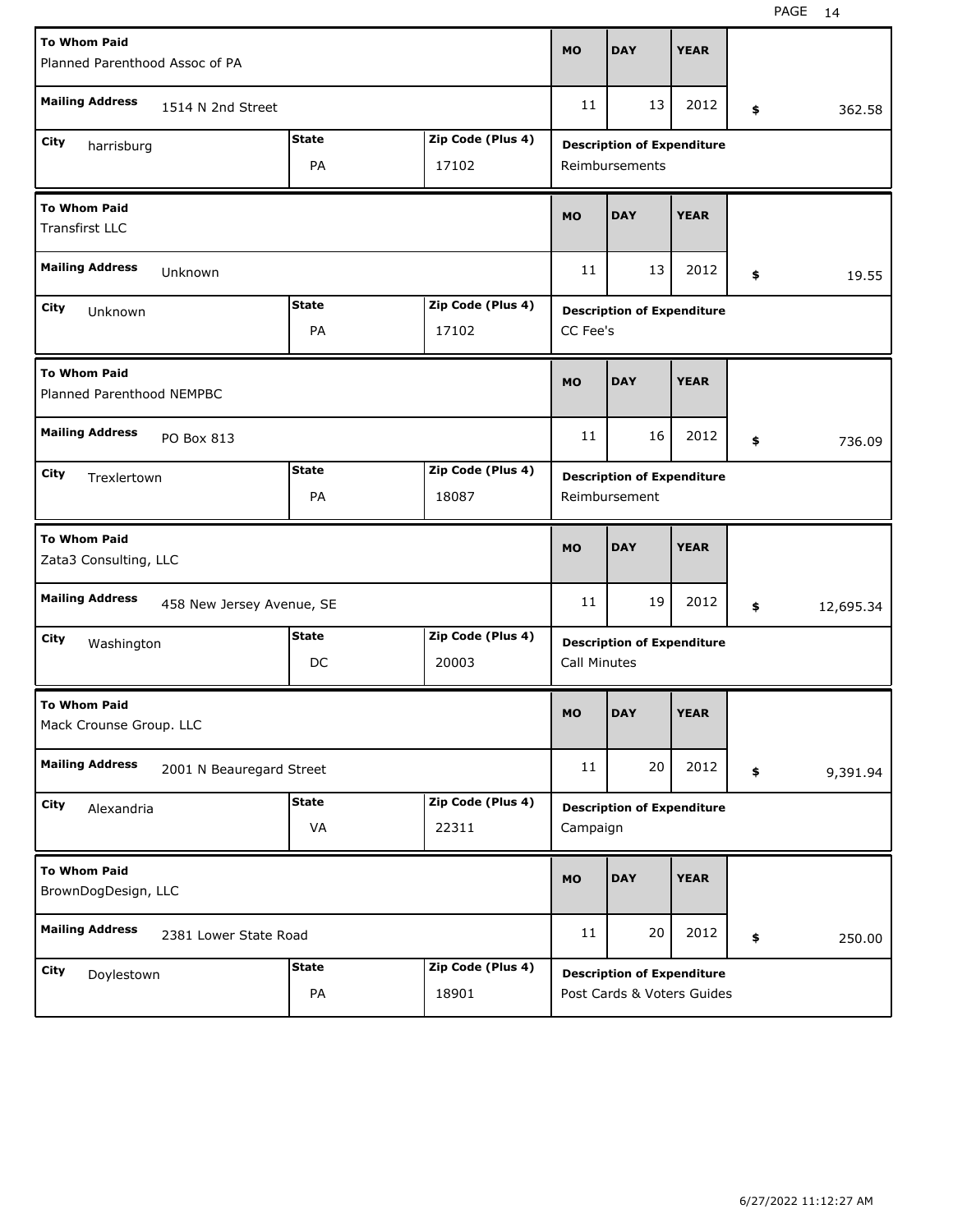| To Whom Paid | Mailing Address | City | State | Zip Code (Plus 4) | MO | DAY | YEAR | Amount | Description of Expenditure |
|---|---|---|---|---|---|---|---|---|---|
| Planned Parenthood Assoc of PA | 1514 N 2nd Street | harrisburg | PA | 17102 | 11 | 13 | 2012 | $ 362.58 | Reimbursements |
| Transfirst LLC | Unknown | Unknown | PA | 17102 | 11 | 13 | 2012 | $ 19.55 | CC Fee's |
| Planned Parenthood NEMPBC | PO Box 813 | Trexlertown | PA | 18087 | 11 | 16 | 2012 | $ 736.09 | Reimbursement |
| Zata3 Consulting, LLC | 458 New Jersey Avenue, SE | Washington | DC | 20003 | 11 | 19 | 2012 | $ 12,695.34 | Call Minutes |
| Mack Crounse Group. LLC | 2001 N Beauregard Street | Alexandria | VA | 22311 | 11 | 20 | 2012 | $ 9,391.94 | Campaign |
| BrownDogDesign, LLC | 2381 Lower State Road | Doylestown | PA | 18901 | 11 | 20 | 2012 | $ 250.00 | Post Cards & Voters Guides |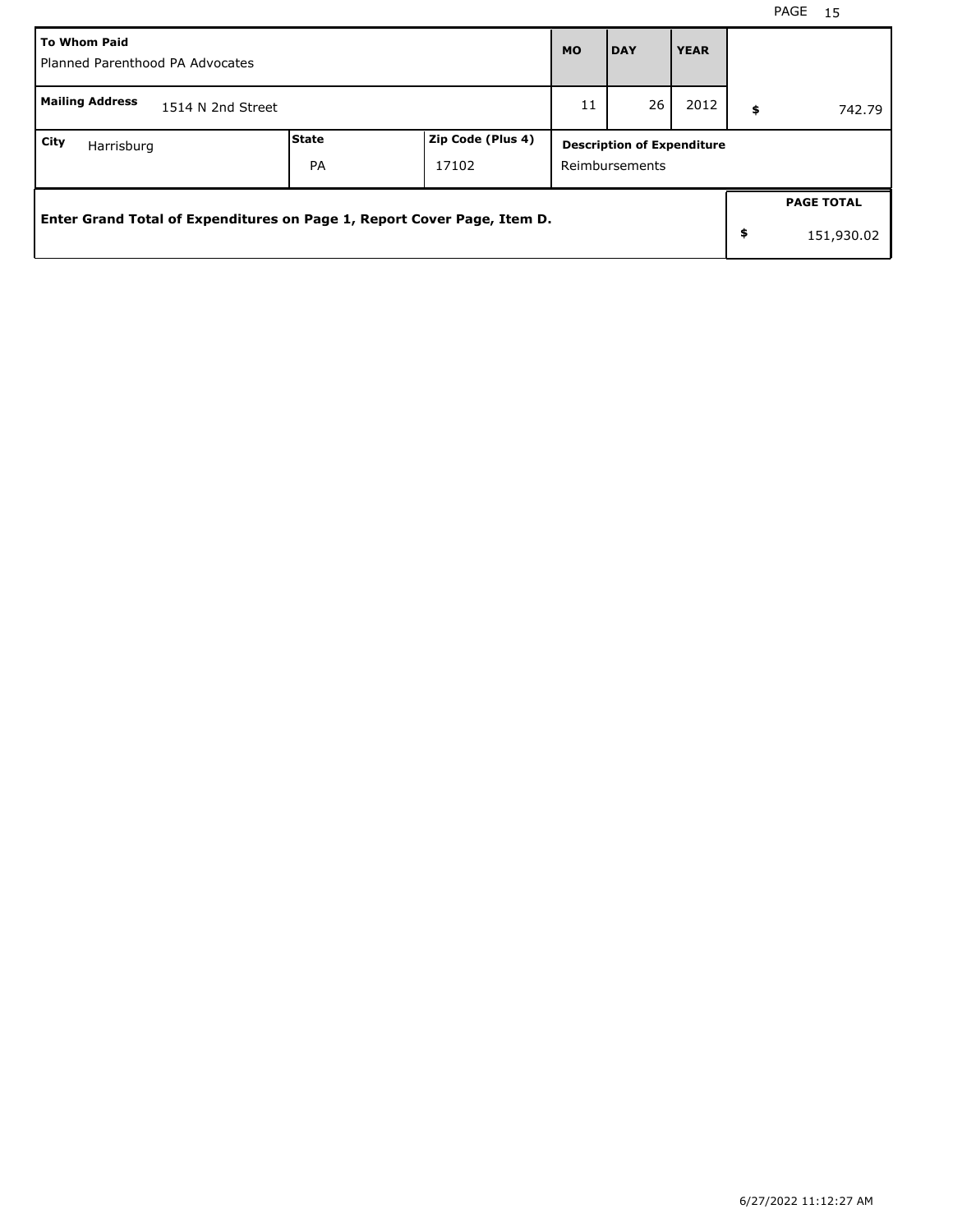| To Whom Paid | | | MO | DAY | YEAR | |
|---|---|---|---|---|---|---|
| Planned Parenthood PA Advocates | | | | | | |
| **Mailing Address** 1514 N 2nd Street | | | 11 | 26 | 2012 | $ 742.79 |
| **City** Harrisburg | **State** PA | **Zip Code (Plus 4)** 17102 | **Description of Expenditure** Reimbursements | | | |

| | |
|---|---|
| **Enter Grand Total of Expenditures on Page 1, Report Cover Page, Item D.** | **PAGE TOTAL** $ 151,930.02 |

6/27/2022 11:12:27 AM